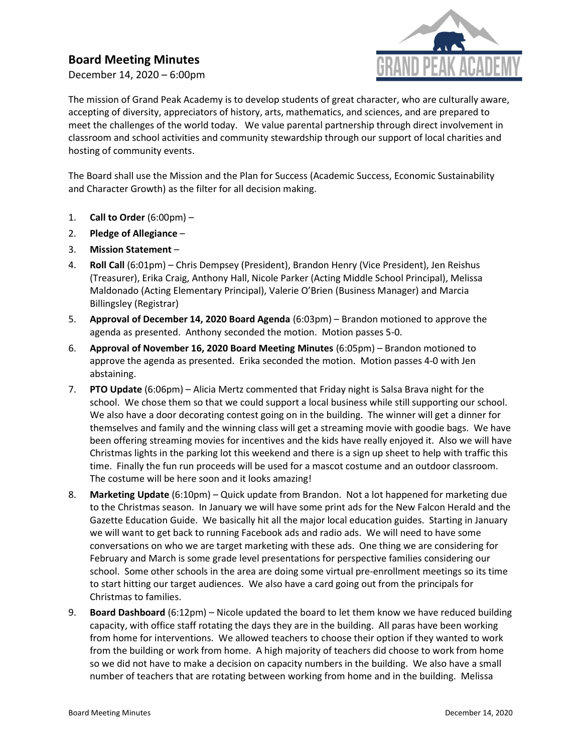# Board Meeting Minutes

December 14, 2020 – 6:00pm

The mission of Grand Peak Academy is to develop students of great character, who are culturally aware, accepting of diversity, appreciators of history, arts, mathematics, and sciences, and are prepared to meet the challenges of the world today. We value parental partnership through direct involvement in classroom and school activities and community stewardship through our support of local charities and hosting of community events.

The Board shall use the Mission and the Plan for Success (Academic Success, Economic Sustainability and Character Growth) as the filter for all decision making.

1. **Call to Order** (6:00pm) –
2. **Pledge of Allegiance** –
3. **Mission Statement** –
4. **Roll Call** (6:01pm) – Chris Dempsey (President), Brandon Henry (Vice President), Jen Reishus (Treasurer), Erika Craig, Anthony Hall, Nicole Parker (Acting Middle School Principal), Melissa Maldonado (Acting Elementary Principal), Valerie O'Brien (Business Manager) and Marcia Billingsley (Registrar)
5. **Approval of December 14, 2020 Board Agenda** (6:03pm) – Brandon motioned to approve the agenda as presented. Anthony seconded the motion. Motion passes 5-0.
6. **Approval of November 16, 2020 Board Meeting Minutes** (6:05pm) – Brandon motioned to approve the agenda as presented. Erika seconded the motion. Motion passes 4-0 with Jen abstaining.
7. **PTO Update** (6:06pm) – Alicia Mertz commented that Friday night is Salsa Brava night for the school. We chose them so that we could support a local business while still supporting our school. We also have a door decorating contest going on in the building. The winner will get a dinner for themselves and family and the winning class will get a streaming movie with goodie bags. We have been offering streaming movies for incentives and the kids have really enjoyed it. Also we will have Christmas lights in the parking lot this weekend and there is a sign up sheet to help with traffic this time. Finally the fun run proceeds will be used for a mascot costume and an outdoor classroom. The costume will be here soon and it looks amazing!
8. **Marketing Update** (6:10pm) – Quick update from Brandon. Not a lot happened for marketing due to the Christmas season. In January we will have some print ads for the New Falcon Herald and the Gazette Education Guide. We basically hit all the major local education guides. Starting in January we will want to get back to running Facebook ads and radio ads. We will need to have some conversations on who we are target marketing with these ads. One thing we are considering for February and March is some grade level presentations for perspective families considering our school. Some other schools in the area are doing some virtual pre-enrollment meetings so its time to start hitting our target audiences. We also have a card going out from the principals for Christmas to families.
9. **Board Dashboard** (6:12pm) – Nicole updated the board to let them know we have reduced building capacity, with office staff rotating the days they are in the building. All paras have been working from home for interventions. We allowed teachers to choose their option if they wanted to work from the building or work from home. A high majority of teachers did choose to work from home so we did not have to make a decision on capacity numbers in the building. We also have a small number of teachers that are rotating between working from home and in the building. Melissa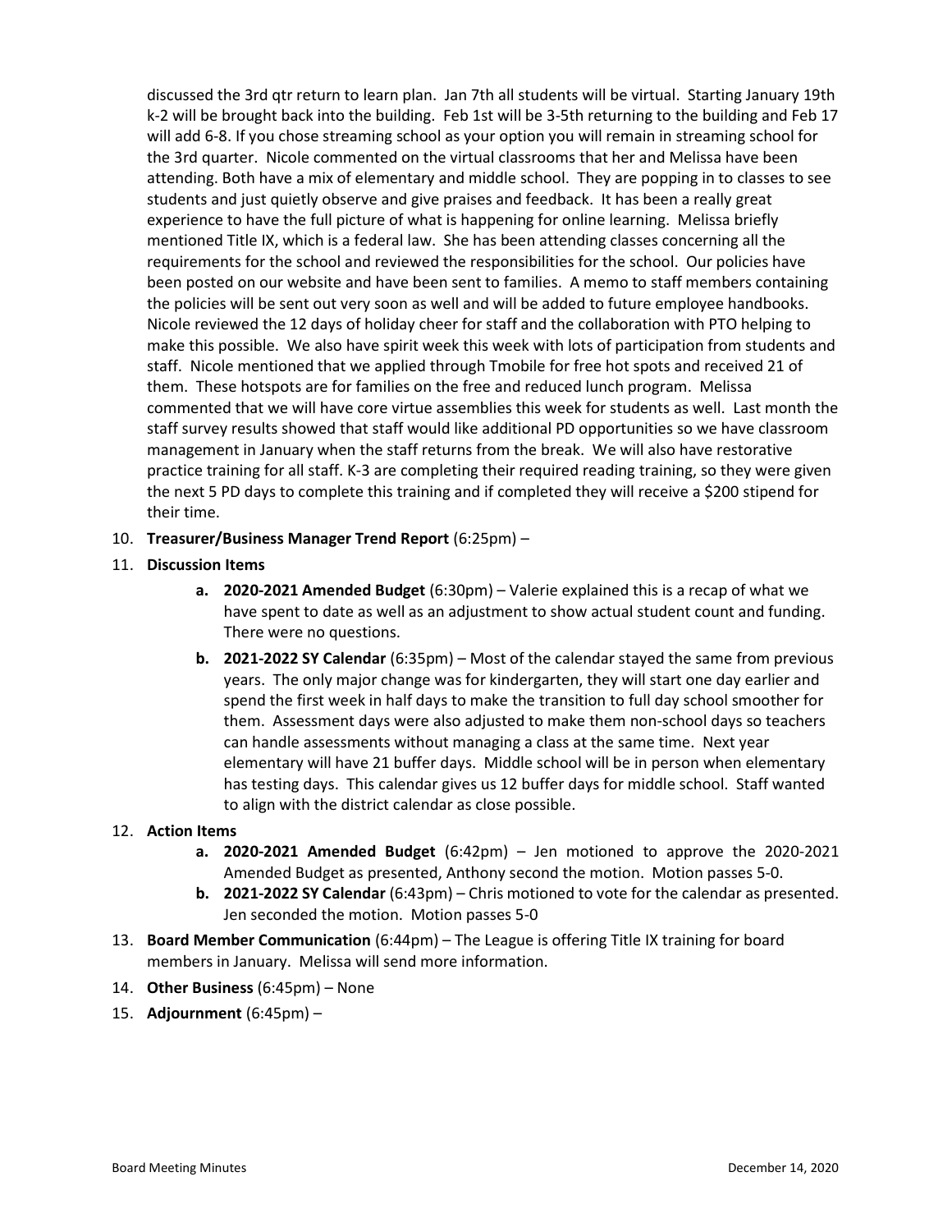discussed the 3rd qtr return to learn plan. Jan 7th all students will be virtual. Starting January 19th k-2 will be brought back into the building. Feb 1st will be 3-5th returning to the building and Feb 17 will add 6-8. If you chose streaming school as your option you will remain in streaming school for the 3rd quarter. Nicole commented on the virtual classrooms that her and Melissa have been attending. Both have a mix of elementary and middle school. They are popping in to classes to see students and just quietly observe and give praises and feedback. It has been a really great experience to have the full picture of what is happening for online learning. Melissa briefly mentioned Title IX, which is a federal law. She has been attending classes concerning all the requirements for the school and reviewed the responsibilities for the school. Our policies have been posted on our website and have been sent to families. A memo to staff members containing the policies will be sent out very soon as well and will be added to future employee handbooks. Nicole reviewed the 12 days of holiday cheer for staff and the collaboration with PTO helping to make this possible. We also have spirit week this week with lots of participation from students and staff. Nicole mentioned that we applied through Tmobile for free hot spots and received 21 of them. These hotspots are for families on the free and reduced lunch program. Melissa commented that we will have core virtue assemblies this week for students as well. Last month the staff survey results showed that staff would like additional PD opportunities so we have classroom management in January when the staff returns from the break. We will also have restorative practice training for all staff. K-3 are completing their required reading training, so they were given the next 5 PD days to complete this training and if completed they will receive a $200 stipend for their time.

10. **Treasurer/Business Manager Trend Report** (6:25pm) –
11. **Discussion Items**
    - **a. 2020-2021 Amended Budget** (6:30pm) – Valerie explained this is a recap of what we have spent to date as well as an adjustment to show actual student count and funding. There were no questions.
    - **b. 2021-2022 SY Calendar** (6:35pm) – Most of the calendar stayed the same from previous years. The only major change was for kindergarten, they will start one day earlier and spend the first week in half days to make the transition to full day school smoother for them. Assessment days were also adjusted to make them non-school days so teachers can handle assessments without managing a class at the same time. Next year elementary will have 21 buffer days. Middle school will be in person when elementary has testing days. This calendar gives us 12 buffer days for middle school. Staff wanted to align with the district calendar as close possible.
12. **Action Items**
    - **a. 2020-2021 Amended Budget** (6:42pm) – Jen motioned to approve the 2020-2021 Amended Budget as presented, Anthony second the motion. Motion passes 5-0.
    - **b. 2021-2022 SY Calendar** (6:43pm) – Chris motioned to vote for the calendar as presented. Jen seconded the motion. Motion passes 5-0
13. **Board Member Communication** (6:44pm) – The League is offering Title IX training for board members in January. Melissa will send more information.
14. **Other Business** (6:45pm) – None
15. **Adjournment** (6:45pm) –